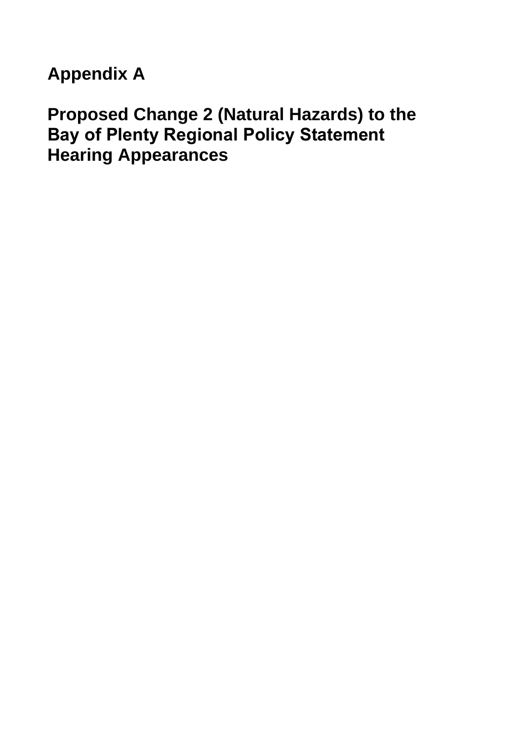# Appendix A

## Proposed Change 2 (Natural Hazards) to the Bay of Plenty Regional Policy Statement Hearing Appearances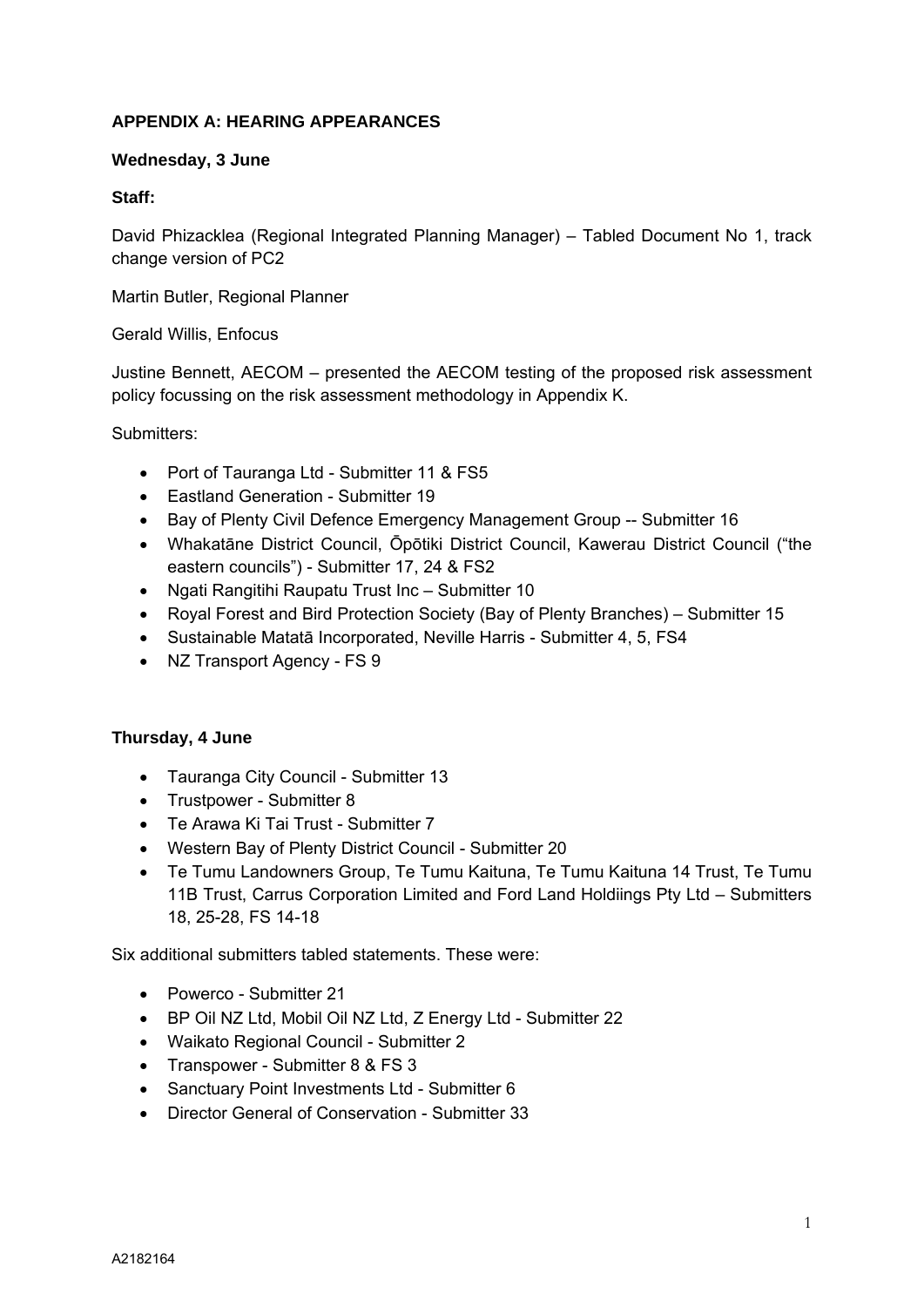**APPENDIX A: HEARING APPEARANCES**

**Wednesday, 3 June**

**Staff:**

David Phizacklea (Regional Integrated Planning Manager) – Tabled Document No 1, track change version of PC2

Martin Butler, Regional Planner

Gerald Willis, Enfocus

Justine Bennett, AECOM – presented the AECOM testing of the proposed risk assessment policy focussing on the risk assessment methodology in Appendix K.

Submitters:

- Port of Tauranga Ltd - Submitter 11 & FS5
- Eastland Generation - Submitter 19
- Bay of Plenty Civil Defence Emergency Management Group -- Submitter 16
- Whakatāne District Council, Ōpōtiki District Council, Kawerau District Council ("the eastern councils") - Submitter 17, 24 & FS2
- Ngati Rangitihi Raupatu Trust Inc – Submitter 10
- Royal Forest and Bird Protection Society (Bay of Plenty Branches) – Submitter 15
- Sustainable Matatā Incorporated, Neville Harris - Submitter 4, 5, FS4
- NZ Transport Agency - FS 9

**Thursday, 4 June**

- Tauranga City Council - Submitter 13
- Trustpower - Submitter 8
- Te Arawa Ki Tai Trust - Submitter 7
- Western Bay of Plenty District Council - Submitter 20
- Te Tumu Landowners Group, Te Tumu Kaituna, Te Tumu Kaituna 14 Trust, Te Tumu 11B Trust, Carrus Corporation Limited and Ford Land Holdiings Pty Ltd – Submitters 18, 25-28, FS 14-18

Six additional submitters tabled statements. These were:

- Powerco - Submitter 21
- BP Oil NZ Ltd, Mobil Oil NZ Ltd, Z Energy Ltd - Submitter 22
- Waikato Regional Council - Submitter 2
- Transpower - Submitter 8 & FS 3
- Sanctuary Point Investments Ltd - Submitter 6
- Director General of Conservation - Submitter 33

A2182164